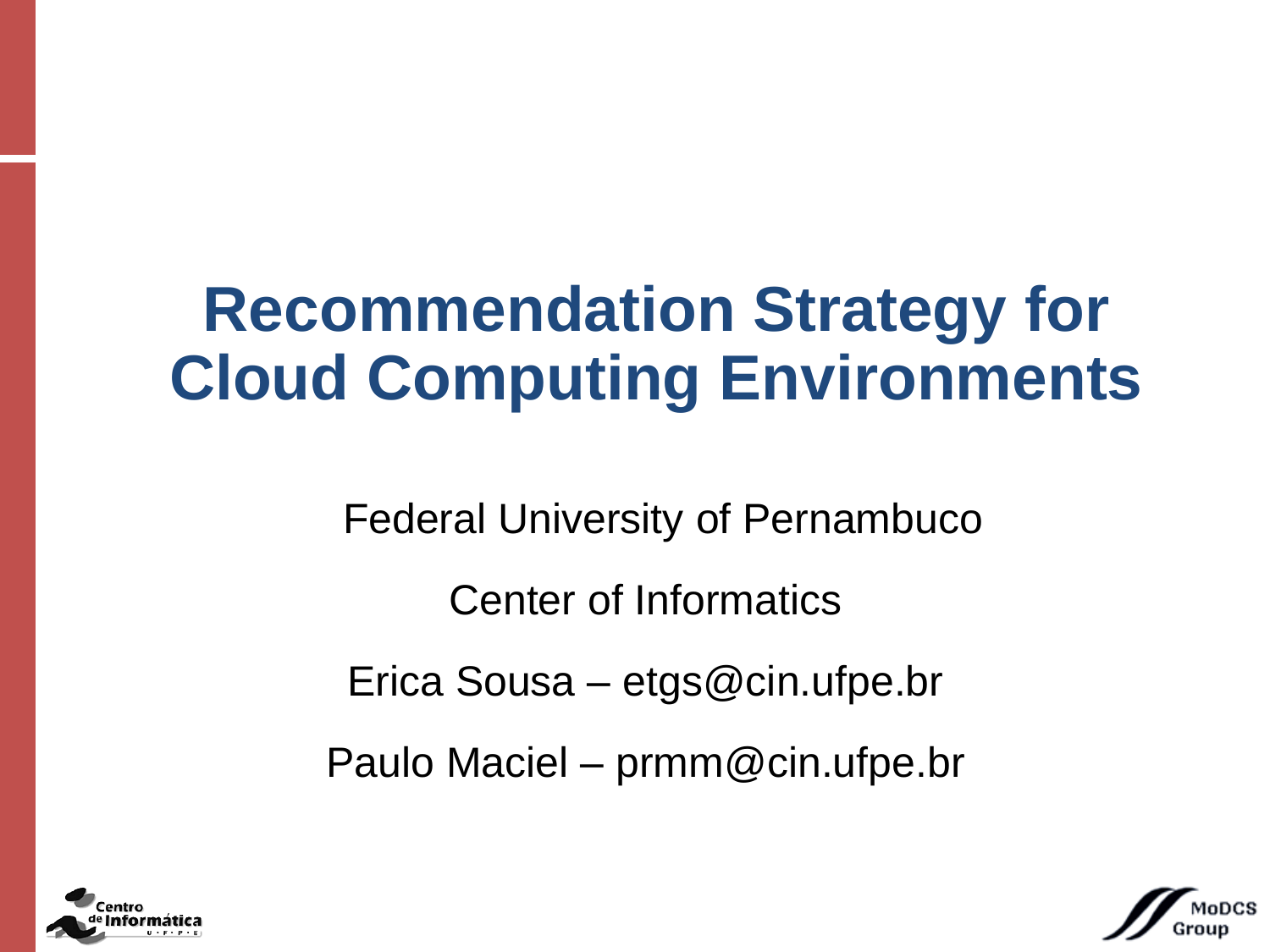# Recommendation Strategy for Cloud Computing Environments

Federal University of Pernambuco

Center of Informatics

Erica Sousa – etgs@cin.ufpe.br

Paulo Maciel – prmm@cin.ufpe.br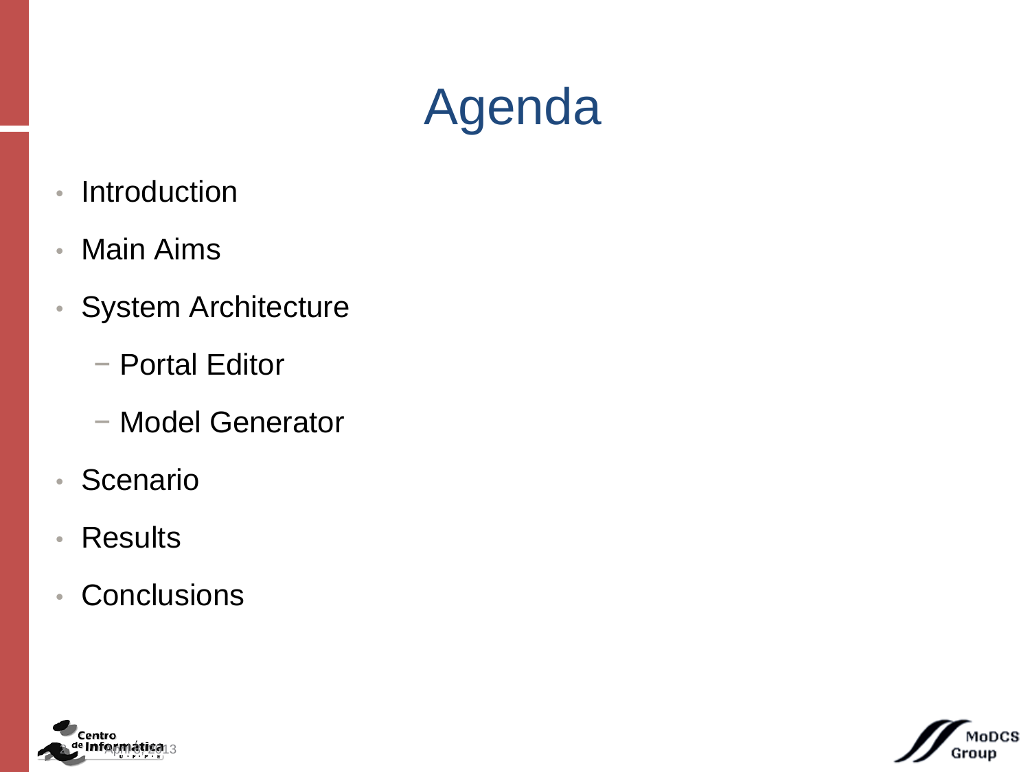# Agenda

- Introduction
- Main Aims
- System Architecture
  - Portal Editor
  - Model Generator
- Scenario
- Results
- Conclusions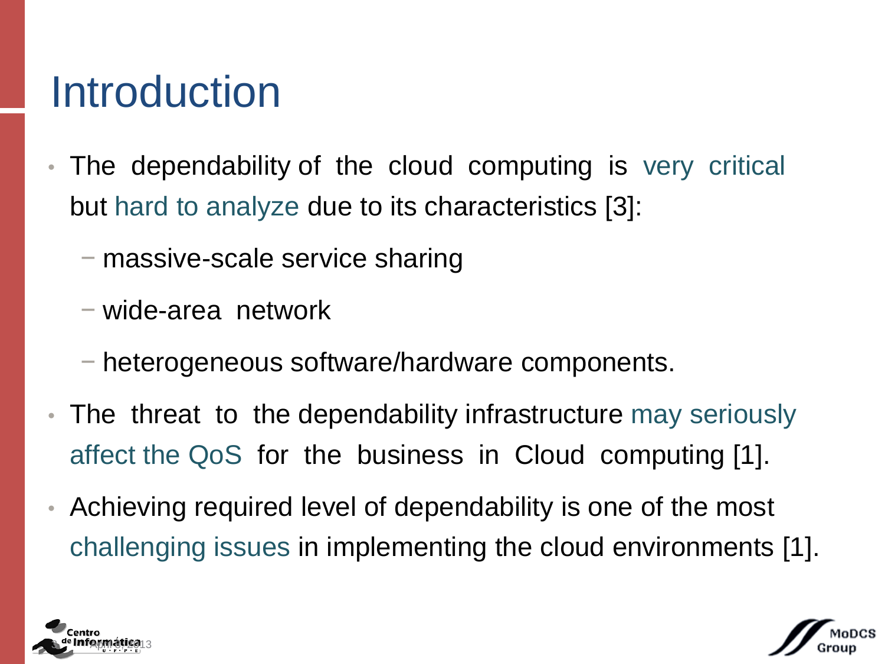# Introduction

- The dependability of the cloud computing is very critical but hard to analyze due to its characteristics [3]:
  - massive-scale service sharing
  - wide-area network
  - heterogeneous software/hardware components.
- The threat to the dependability infrastructure may seriously affect the QoS for the business in Cloud computing [1].
- Achieving required level of dependability is one of the most challenging issues in implementing the cloud environments [1].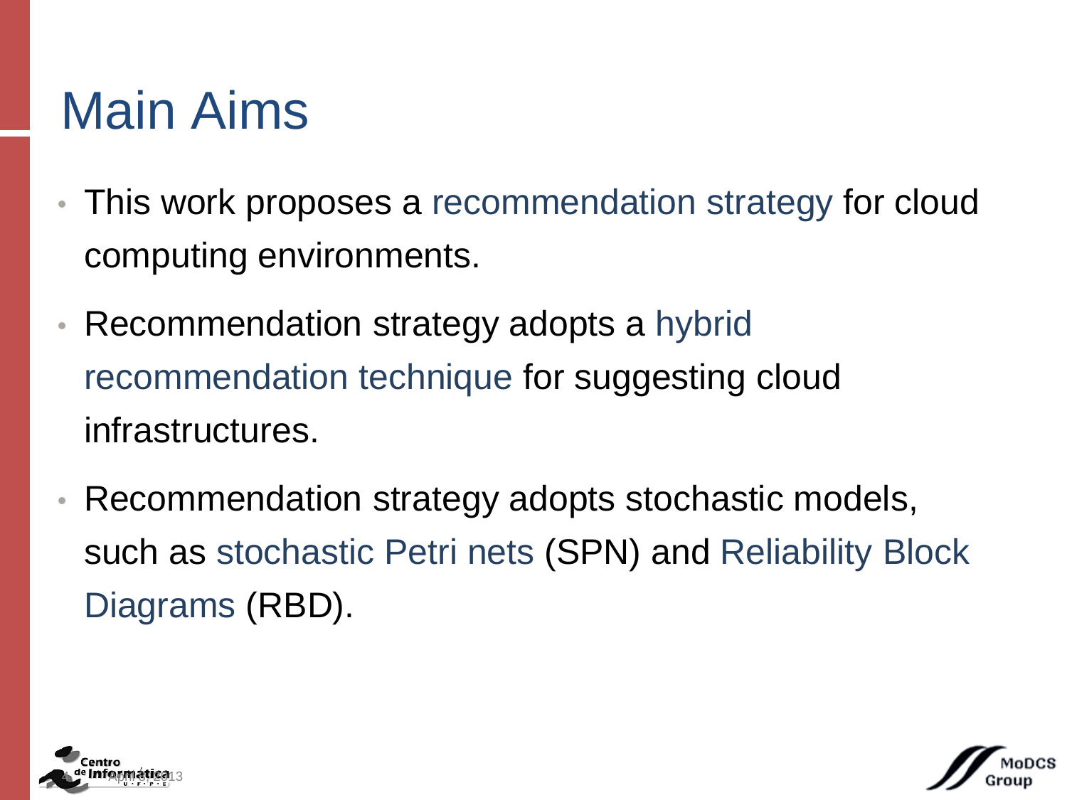# Main Aims

- This work proposes a recommendation strategy for cloud computing environments.
- Recommendation strategy adopts a hybrid recommendation technique for suggesting cloud infrastructures.
- Recommendation strategy adopts stochastic models, such as stochastic Petri nets (SPN) and Reliability Block Diagrams (RBD).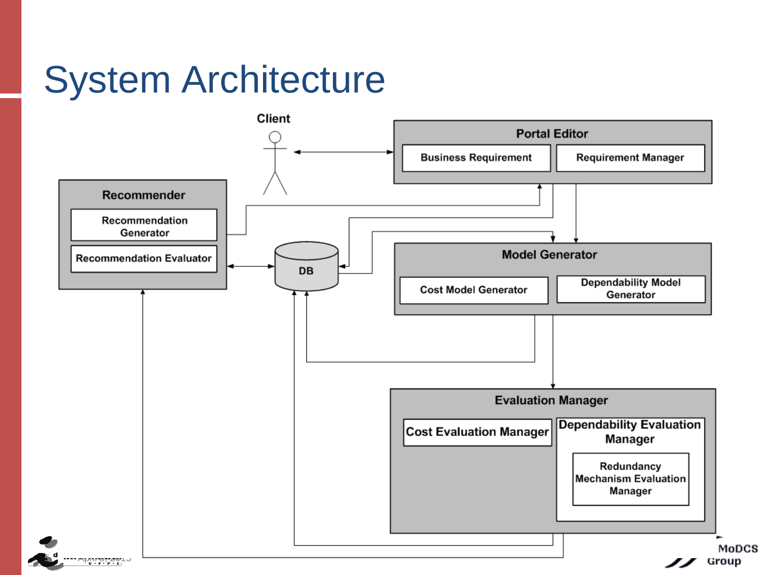# System Architecture

Client

Portal Editor
- Business Requirement
- Requirement Manager

Recommender
- Recommendation Generator
- Recommendation Evaluator

DB

Model Generator
- Cost Model Generator
- Dependability Model Generator

Evaluation Manager
- Cost Evaluation Manager
- Dependability Evaluation Manager
  - Redundancy Mechanism Evaluation Manager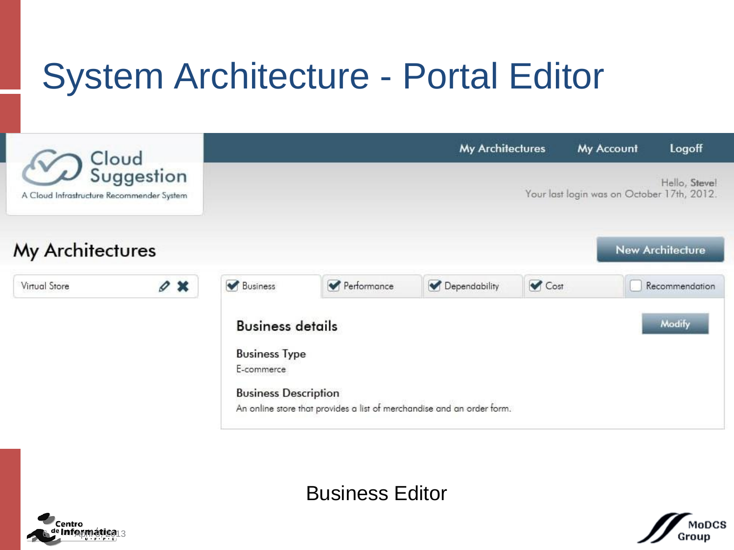# System Architecture - Portal Editor

Cloud Suggestion

A Cloud Infrastructure Recommender System

My Architectures | My Account | Logoff

Hello, Steve!
Your last login was on October 17th, 2012.

## My Architectures

New Architecture

Virtual Store

- [x] Business
- [x] Performance
- [x] Dependability
- [x] Cost
- [ ] Recommendation

### Business details

Modify

**Business Type**
E-commerce

**Business Description**
An online store that provides a list of merchandise and an order form.

Business Editor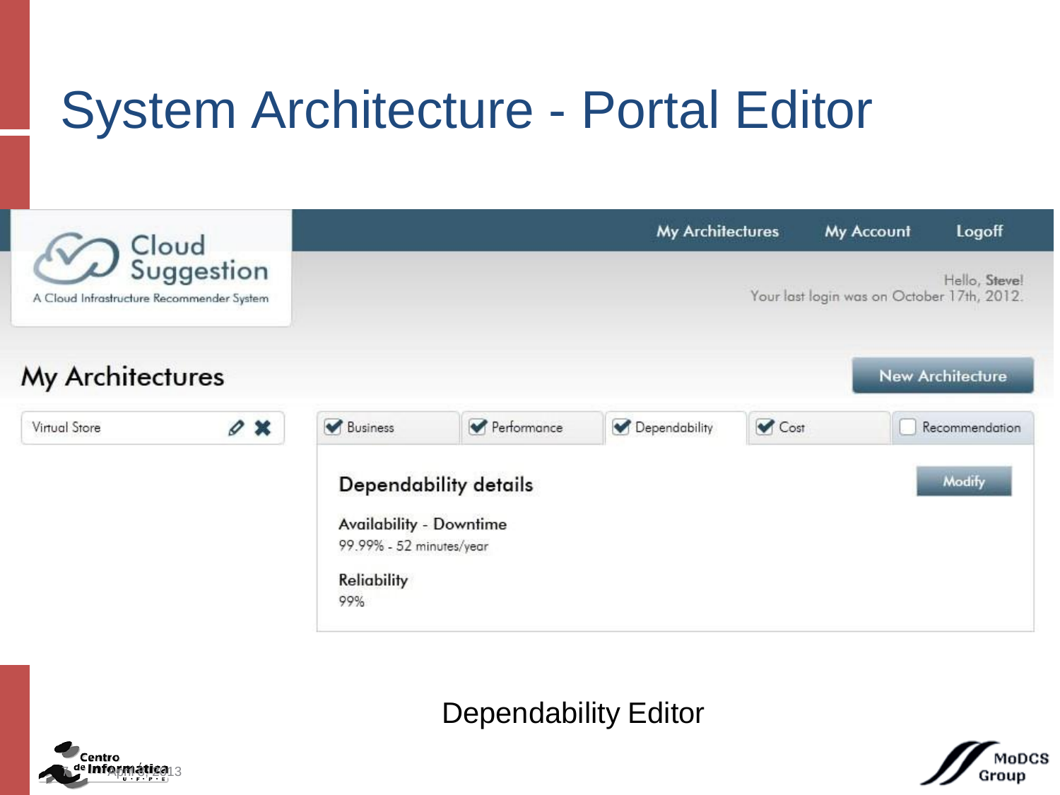# System Architecture - Portal Editor

Cloud Suggestion

A Cloud Infrastructure Recommender System

My Architectures | My Account | Logoff

Hello, Steve!
Your last login was on October 17th, 2012.

## My Architectures

New Architecture

Virtual Store

- [x] Business
- [x] Performance
- [x] Dependability
- [x] Cost
- [ ] Recommendation

### Dependability details

Modify

**Availability - Downtime**
99.99% - 52 minutes/year

**Reliability**
99%

Dependability Editor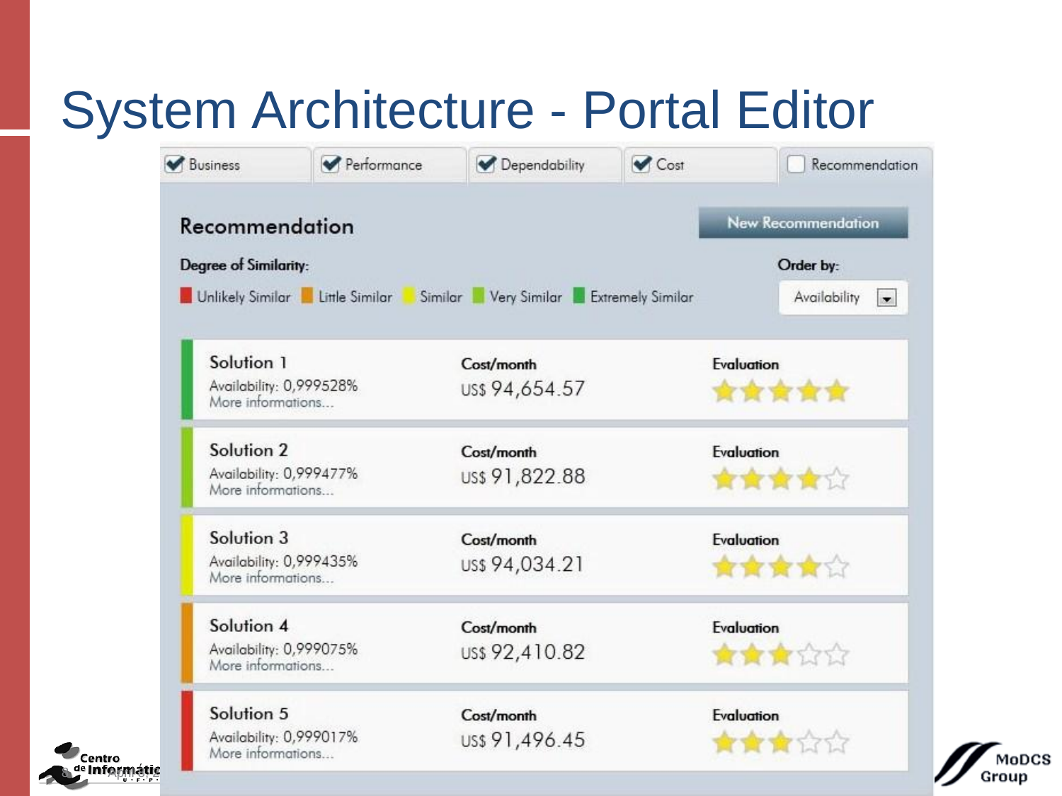# System Architecture - Portal Editor

- [x] Business
- [x] Performance
- [x] Dependability
- [x] Cost
- [ ] Recommendation

## Recommendation

New Recommendation

**Degree of Similarity:** Unlikely Similar, Little Similar, Similar, Very Similar, Extremely Similar

**Order by:** Availability

| Solution | Cost/month | Evaluation |
|---|---|---|
| Solution 1 — Availability: 0,999528% — More informations... | US$ 94,654.57 | ★★★★★ |
| Solution 2 — Availability: 0,999477% — More informations... | US$ 91,822.88 | ★★★★☆ |
| Solution 3 — Availability: 0,999435% — More informations... | US$ 94,034.21 | ★★★★☆ |
| Solution 4 — Availability: 0,999075% — More informations... | US$ 92,410.82 | ★★★☆☆ |
| Solution 5 — Availability: 0,999017% — More informations... | US$ 91,496.45 | ★★★☆☆ |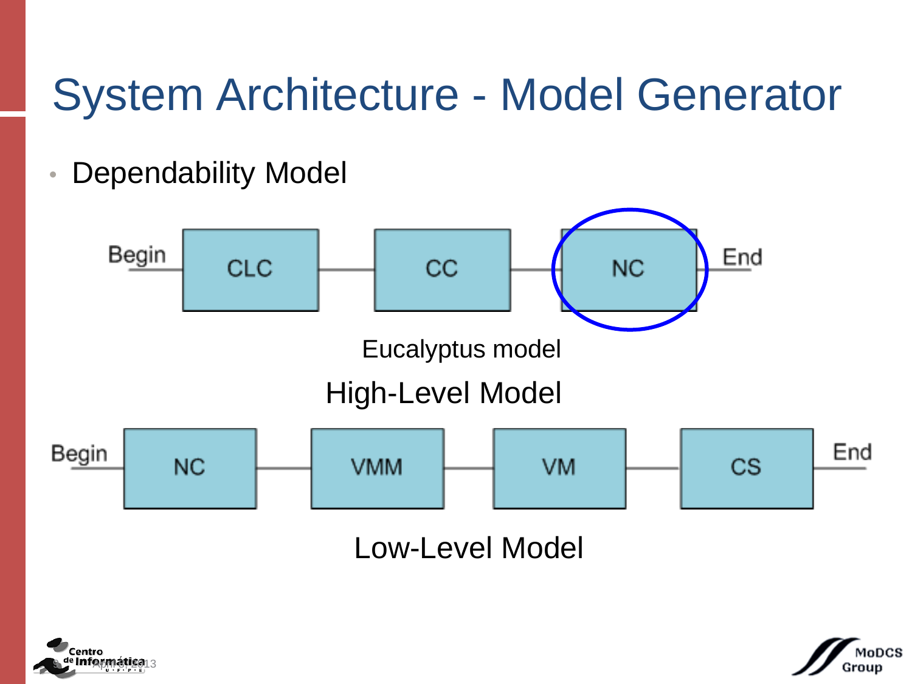# System Architecture - Model Generator

- Dependability Model

Begin — CLC — CC — NC — End

Eucalyptus model

High-Level Model

Begin — NC — VMM — VM — CS — End

Low-Level Model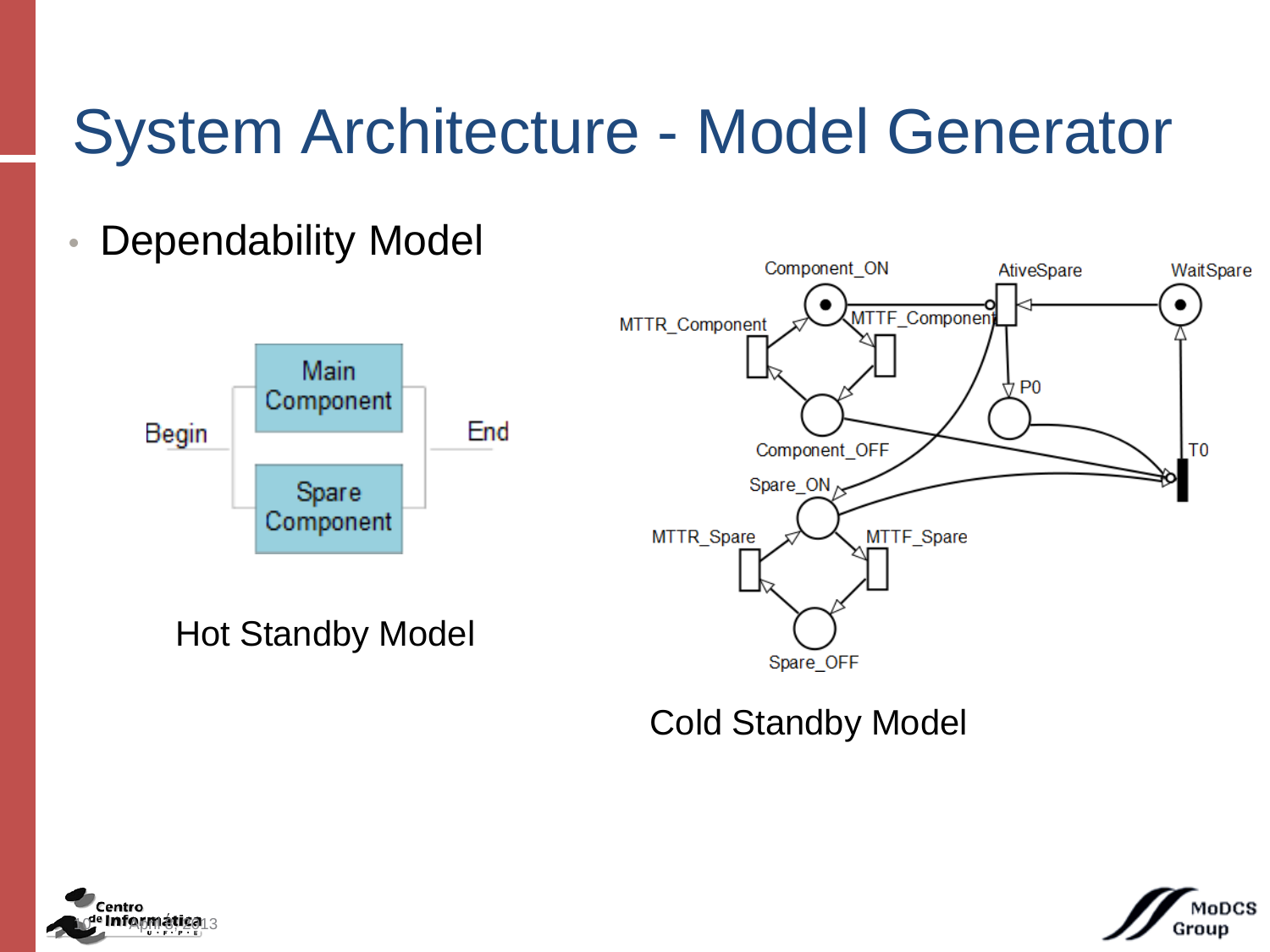# System Architecture - Model Generator

- Dependability Model

Begin | Main Component | Spare Component | End

Hot Standby Model

Component_ON, AtiveSpare, WaitSpare, MTTR_Component, MTTF_Component, P0, Component_OFF, T0, Spare_ON, MTTR_Spare, MTTF_Spare, Spare_OFF

Cold Standby Model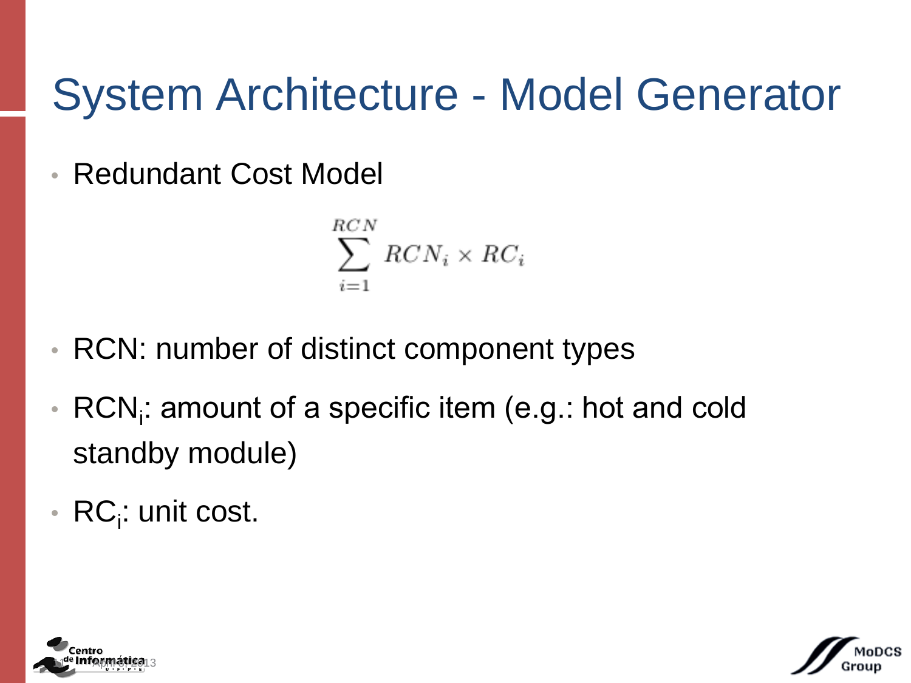# System Architecture - Model Generator

- Redundant Cost Model

$$\sum_{i=1}^{RCN} RCN_i \times RC_i$$

- RCN: number of distinct component types
- $RCN_i$: amount of a specific item (e.g.: hot and cold standby module)
- $RC_i$: unit cost.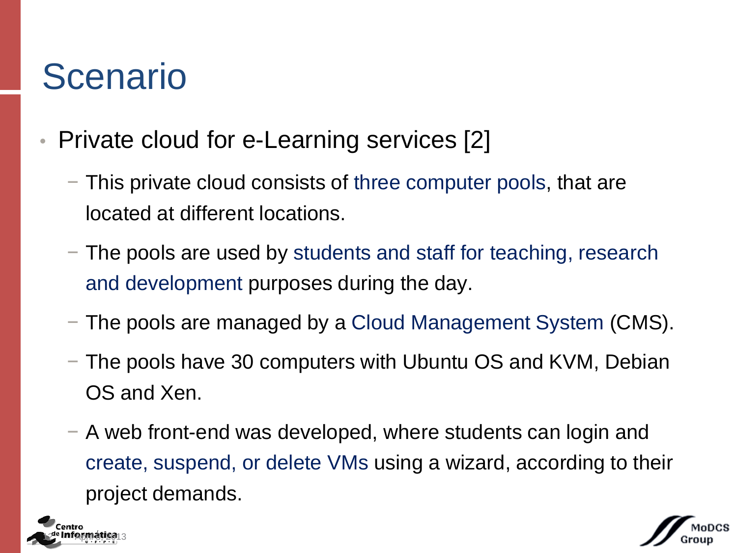# Scenario

- Private cloud for e-Learning services [2]
  - This private cloud consists of three computer pools, that are located at different locations.
  - The pools are used by students and staff for teaching, research and development purposes during the day.
  - The pools are managed by a Cloud Management System (CMS).
  - The pools have 30 computers with Ubuntu OS and KVM, Debian OS and Xen.
  - A web front-end was developed, where students can login and create, suspend, or delete VMs using a wizard, according to their project demands.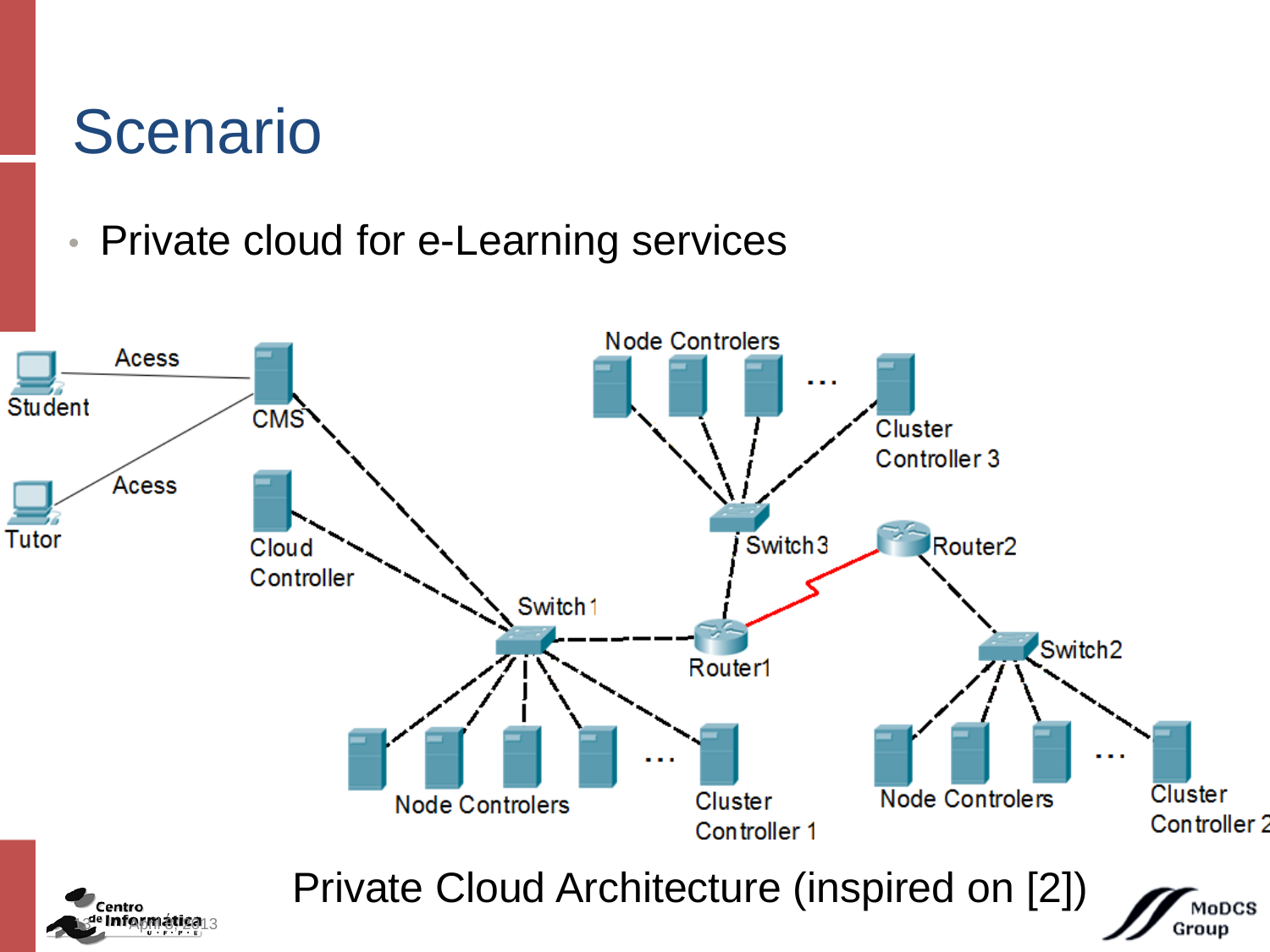# Scenario

- Private cloud for e-Learning services

Student — Acess — CMS

Tutor — Acess — CMS

Cloud Controller

Switch1

Router1

Switch3

Router2

Switch2

Node Controlers ... Cluster Controller 3

Node Controlers ... Cluster Controller 1

Node Controlers ... Cluster Controller 2

Private Cloud Architecture (inspired on [2])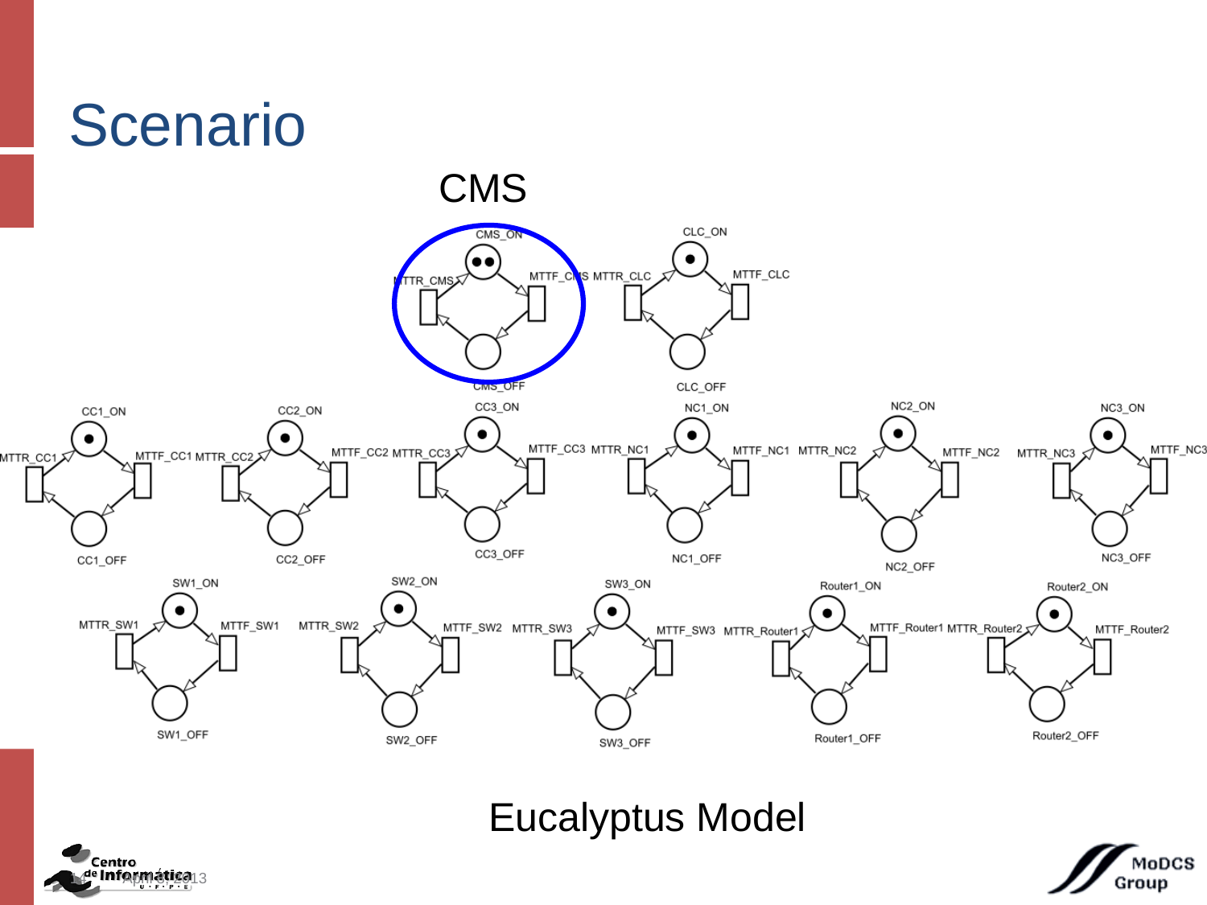# Scenario

CMS

CMS_ON, MTTR_CMS, MTTF_CMS, CMS_OFF

CLC_ON, MTTR_CLC, MTTF_CLC, CLC_OFF

CC1_ON, MTTR_CC1, MTTF_CC1, CC1_OFF

CC2_ON, MTTR_CC2, MTTF_CC2, CC2_OFF

CC3_ON, MTTR_CC3, MTTF_CC3, CC3_OFF

NC1_ON, MTTR_NC1, MTTF_NC1, NC1_OFF

NC2_ON, MTTR_NC2, MTTF_NC2, NC2_OFF

NC3_ON, MTTR_NC3, MTTF_NC3, NC3_OFF

SW1_ON, MTTR_SW1, MTTF_SW1, SW1_OFF

SW2_ON, MTTR_SW2, MTTF_SW2, SW2_OFF

SW3_ON, MTTR_SW3, MTTF_SW3, SW3_OFF

Router1_ON, MTTR_Router1, MTTF_Router1, Router1_OFF

Router2_ON, MTTR_Router2, MTTF_Router2, Router2_OFF

Eucalyptus Model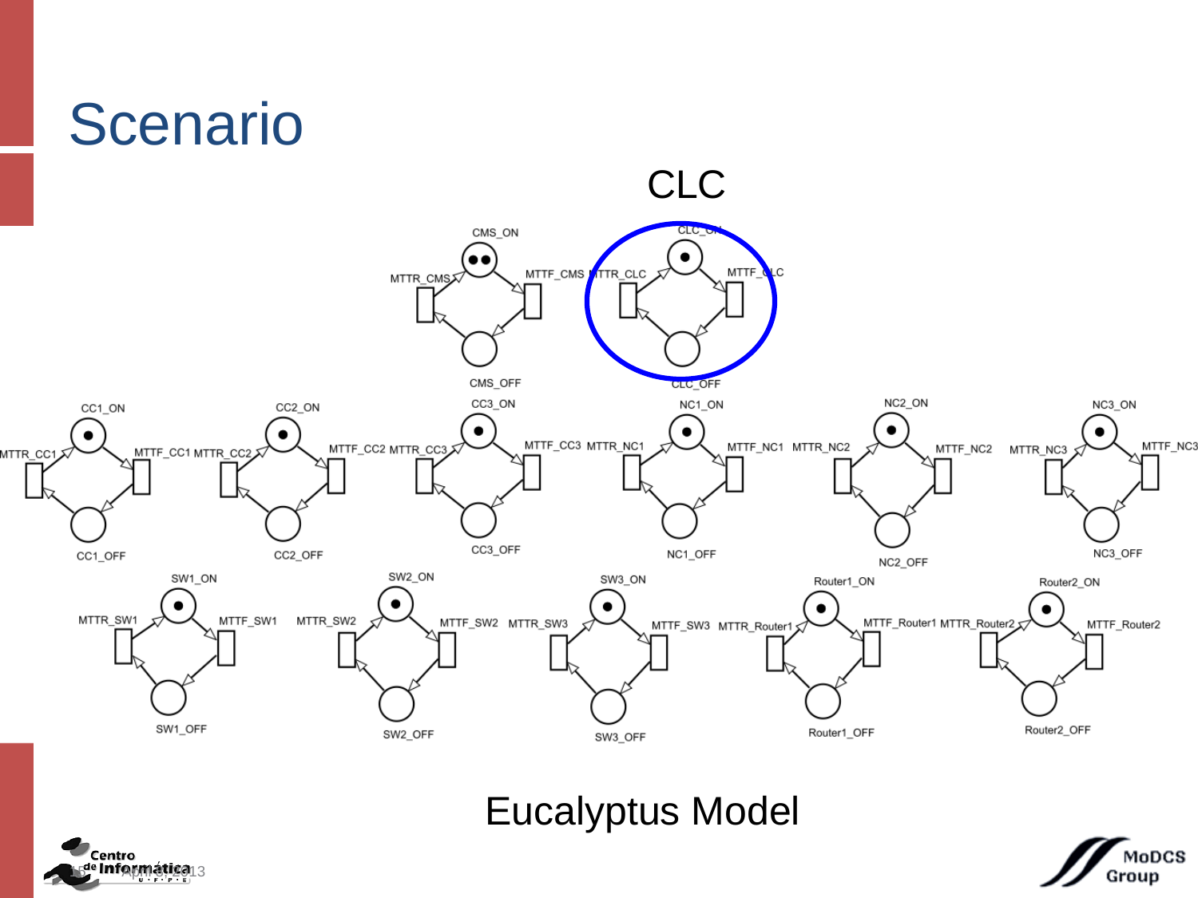# Scenario

CLC

CMS_ON, MTTR_CMS, MTTF_CMS, CMS_OFF

CLC_ON, MTTR_CLC, MTTF_CLC, CLC_OFF

CC1_ON, MTTR_CC1, MTTF_CC1, CC1_OFF

CC2_ON, MTTR_CC2, MTTF_CC2, CC2_OFF

CC3_ON, MTTR_CC3, MTTF_CC3, CC3_OFF

NC1_ON, MTTR_NC1, MTTF_NC1, NC1_OFF

NC2_ON, MTTR_NC2, MTTF_NC2, NC2_OFF

NC3_ON, MTTR_NC3, MTTF_NC3, NC3_OFF

SW1_ON, MTTR_SW1, MTTF_SW1, SW1_OFF

SW2_ON, MTTR_SW2, MTTF_SW2, SW2_OFF

SW3_ON, MTTR_SW3, MTTF_SW3, SW3_OFF

Router1_ON, MTTR_Router1, MTTF_Router1, Router1_OFF

Router2_ON, MTTR_Router2, MTTF_Router2, Router2_OFF

Eucalyptus Model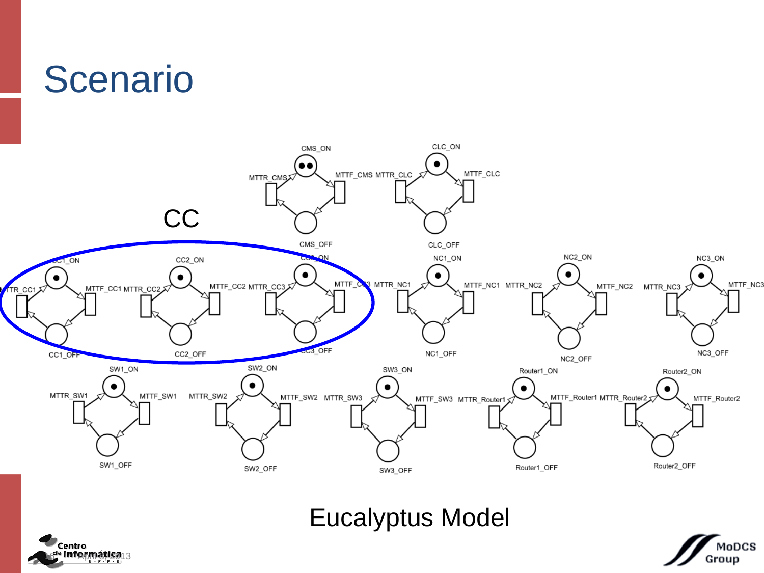# Scenario

CC

CMS_ON, MTTR_CMS, MTTF_CMS, CMS_OFF

CLC_ON, MTTR_CLC, MTTF_CLC, CLC_OFF

CC1_ON, MTTR_CC1, MTTF_CC1, CC1_OFF

CC2_ON, MTTR_CC2, MTTF_CC2, CC2_OFF

CC3_ON, MTTR_CC3, MTTF_CC3, CC3_OFF

NC1_ON, MTTR_NC1, MTTF_NC1, NC1_OFF

NC2_ON, MTTR_NC2, MTTF_NC2, NC2_OFF

NC3_ON, MTTR_NC3, MTTF_NC3, NC3_OFF

SW1_ON, MTTR_SW1, MTTF_SW1, SW1_OFF

SW2_ON, MTTR_SW2, MTTF_SW2, SW2_OFF

SW3_ON, MTTR_SW3, MTTF_SW3, SW3_OFF

Router1_ON, MTTR_Router1, MTTF_Router1, Router1_OFF

Router2_ON, MTTR_Router2, MTTF_Router2, Router2_OFF

Eucalyptus Model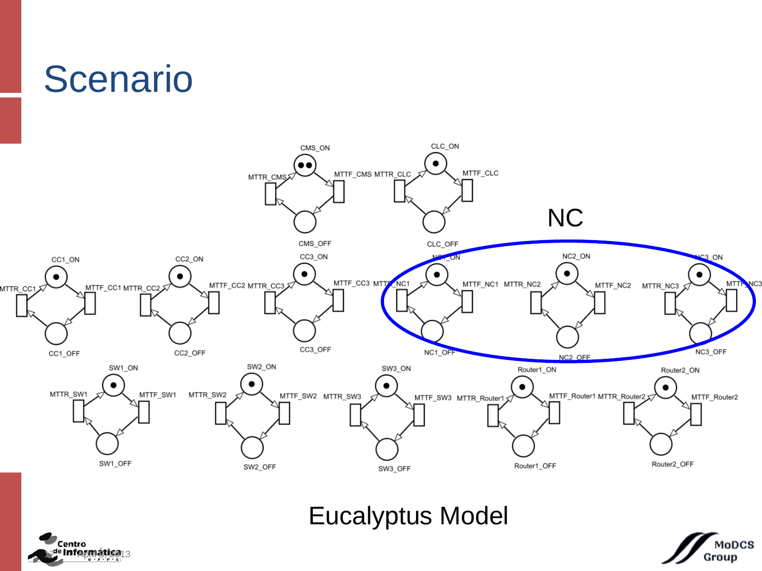# Scenario

CMS_ON

MTTR_CMS

MTTF_CMS

CMS_OFF

CLC_ON

MTTR_CLC

MTTF_CLC

CLC_OFF

NC

CC1_ON

MTTR_CC1

MTTF_CC1

CC1_OFF

CC2_ON

MTTR_CC2

MTTF_CC2

CC2_OFF

CC3_ON

MTTR_CC3

MTTF_CC3

CC3_OFF

NC1_ON

MTTR_NC1

MTTF_NC1

NC1_OFF

NC2_ON

MTTR_NC2

MTTF_NC2

NC2_OFF

NC3_ON

MTTR_NC3

MTTF_NC3

NC3_OFF

SW1_ON

MTTR_SW1

MTTF_SW1

SW1_OFF

SW2_ON

MTTR_SW2

MTTF_SW2

SW2_OFF

SW3_ON

MTTR_SW3

MTTF_SW3

SW3_OFF

Router1_ON

MTTR_Router1

MTTF_Router1

Router1_OFF

Router2_ON

MTTR_Router2

MTTF_Router2

Router2_OFF

Eucalyptus Model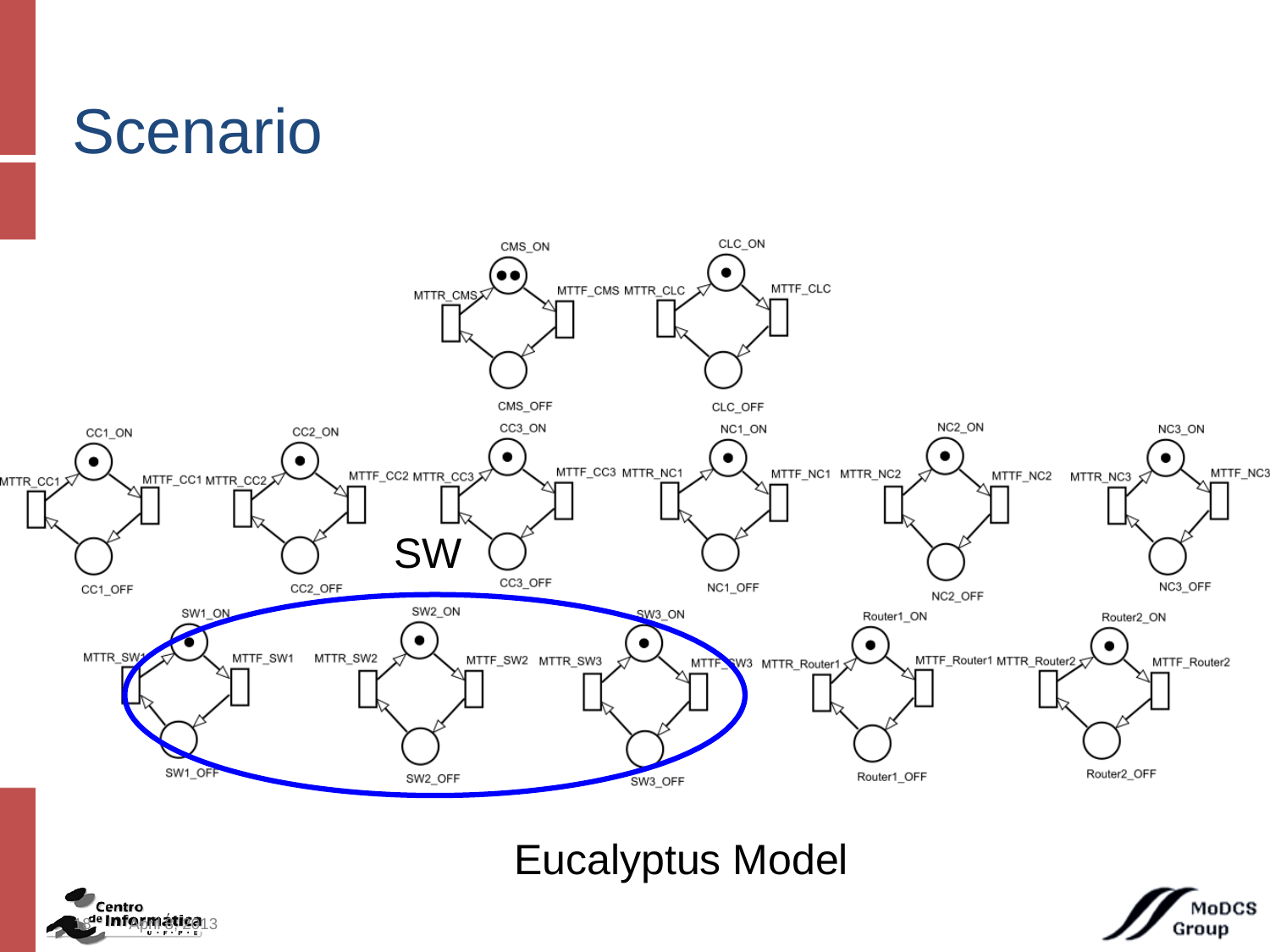# Scenario

CMS_ON

MTTR_CMS

MTTF_CMS

CMS_OFF

CLC_ON

MTTR_CLC

MTTF_CLC

CLC_OFF

CC1_ON

MTTR_CC1

MTTF_CC1

CC1_OFF

CC2_ON

MTTR_CC2

MTTF_CC2

CC2_OFF

CC3_ON

MTTR_CC3

MTTF_CC3

CC3_OFF

NC1_ON

MTTR_NC1

MTTF_NC1

NC1_OFF

NC2_ON

MTTR_NC2

MTTF_NC2

NC2_OFF

NC3_ON

MTTR_NC3

MTTF_NC3

NC3_OFF

SW

SW1_ON

MTTR_SW1

MTTF_SW1

SW1_OFF

SW2_ON

MTTR_SW2

MTTF_SW2

SW2_OFF

SW3_ON

MTTR_SW3

MTTF_SW3

SW3_OFF

Router1_ON

MTTR_Router1

MTTF_Router1

Router1_OFF

Router2_ON

MTTR_Router2

MTTF_Router2

Router2_OFF

Eucalyptus Model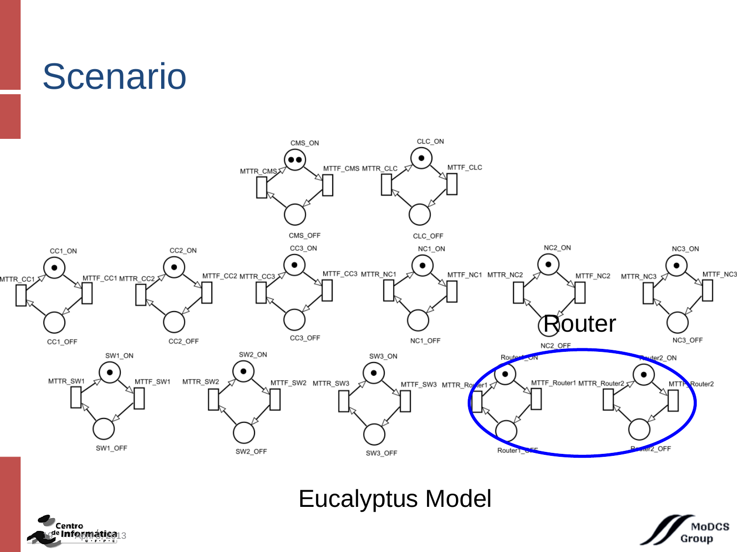# Scenario

CMS_ON

MTTR_CMS

MTTF_CMS

CMS_OFF

CLC_ON

MTTR_CLC

MTTF_CLC

CLC_OFF

CC1_ON

MTTR_CC1

MTTF_CC1

CC1_OFF

CC2_ON

MTTR_CC2

MTTF_CC2

CC2_OFF

CC3_ON

MTTR_CC3

MTTF_CC3

CC3_OFF

NC1_ON

MTTR_NC1

MTTF_NC1

NC1_OFF

NC2_ON

MTTR_NC2

MTTF_NC2

NC2_OFF

NC3_ON

MTTR_NC3

MTTF_NC3

NC3_OFF

SW1_ON

MTTR_SW1

MTTF_SW1

SW1_OFF

SW2_ON

MTTR_SW2

MTTF_SW2

SW2_OFF

SW3_ON

MTTR_SW3

MTTF_SW3

SW3_OFF

Router

Router1_ON

MTTR_Router1

MTTF_Router1

Router1_OFF

Router2_ON

MTTR_Router2

MTTF_Router2

Router2_OFF

Eucalyptus Model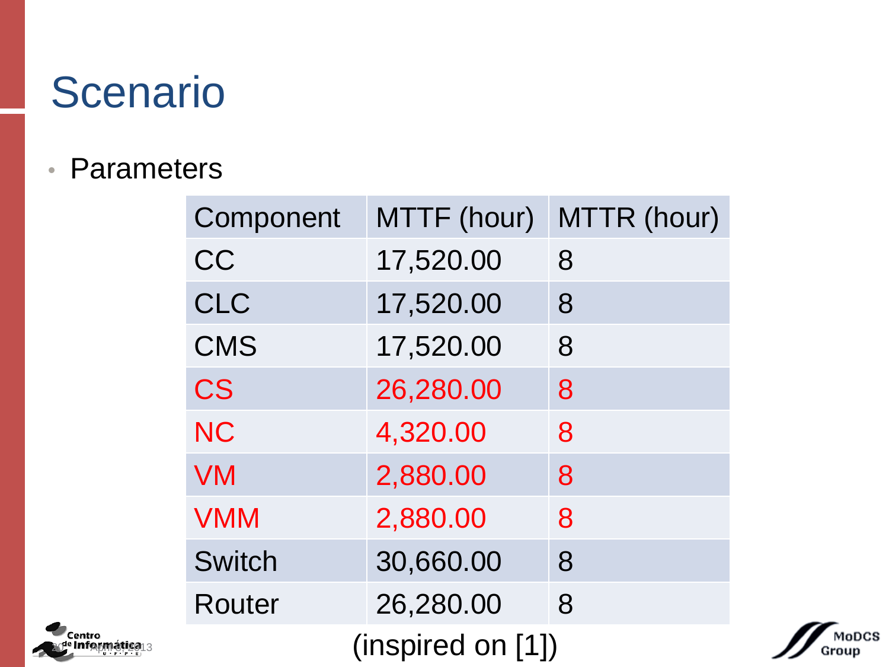# Scenario

- Parameters

| Component | MTTF (hour) | MTTR (hour) |
|---|---|---|
| CC | 17,520.00 | 8 |
| CLC | 17,520.00 | 8 |
| CMS | 17,520.00 | 8 |
| CS | 26,280.00 | 8 |
| NC | 4,320.00 | 8 |
| VM | 2,880.00 | 8 |
| VMM | 2,880.00 | 8 |
| Switch | 30,660.00 | 8 |
| Router | 26,280.00 | 8 |

(inspired on [1])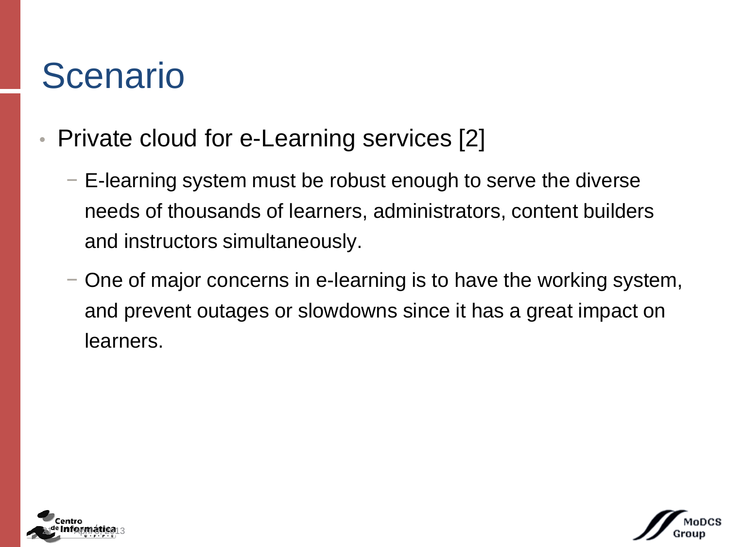# Scenario

- Private cloud for e-Learning services [2]
  - E-learning system must be robust enough to serve the diverse needs of thousands of learners, administrators, content builders and instructors simultaneously.
  - One of major concerns in e-learning is to have the working system, and prevent outages or slowdowns since it has a great impact on learners.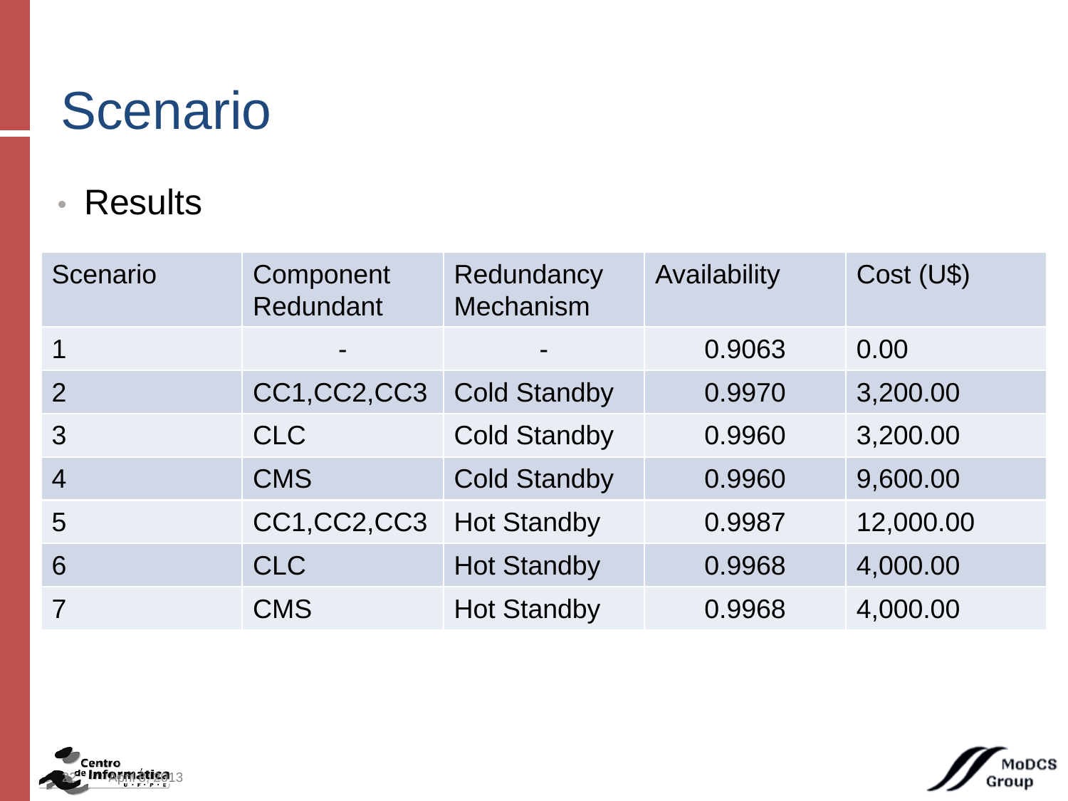# Scenario

- Results

| Scenario | Component Redundant | Redundancy Mechanism | Availability | Cost (U$) |
|---|---|---|---|---|
| 1 | - | - | 0.9063 | 0.00 |
| 2 | CC1,CC2,CC3 | Cold Standby | 0.9970 | 3,200.00 |
| 3 | CLC | Cold Standby | 0.9960 | 3,200.00 |
| 4 | CMS | Cold Standby | 0.9960 | 9,600.00 |
| 5 | CC1,CC2,CC3 | Hot Standby | 0.9987 | 12,000.00 |
| 6 | CLC | Hot Standby | 0.9968 | 4,000.00 |
| 7 | CMS | Hot Standby | 0.9968 | 4,000.00 |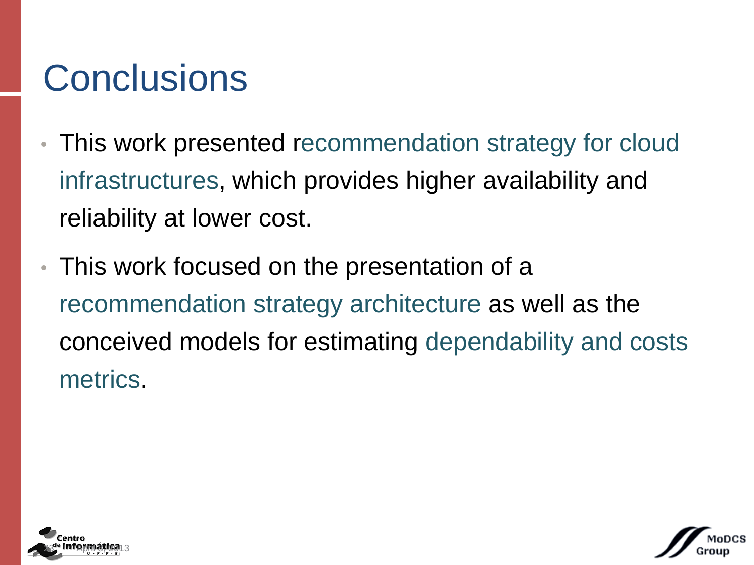# Conclusions

- This work presented recommendation strategy for cloud infrastructures, which provides higher availability and reliability at lower cost.
- This work focused on the presentation of a recommendation strategy architecture as well as the conceived models for estimating dependability and costs metrics.